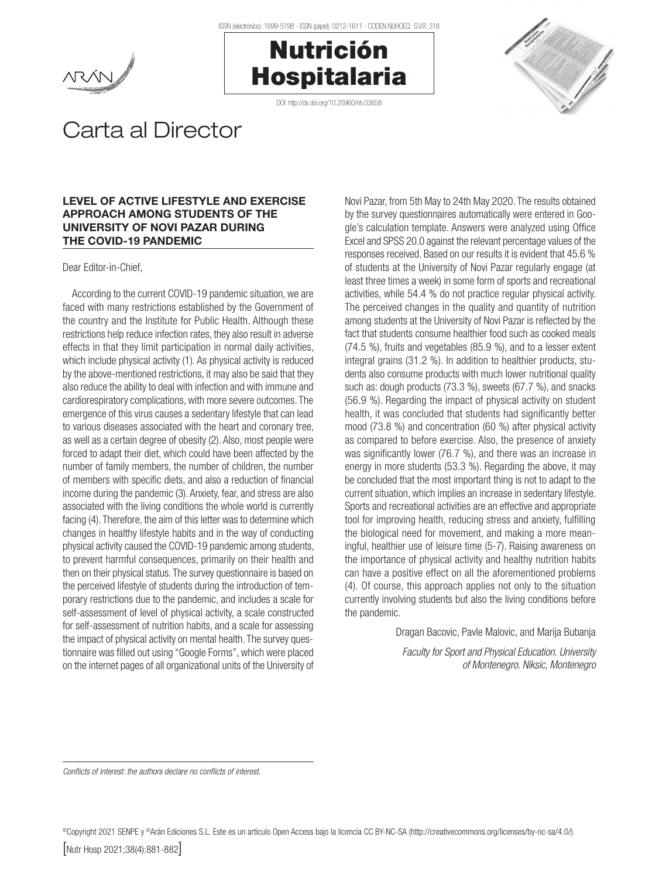# Carta al Director

## LEVEL OF ACTIVE LIFESTYLE AND EXERCISE APPROACH AMONG STUDENTS OF THE UNIVERSITY OF NOVI PAZAR DURING THE COVID-19 PANDEMIC

Dear Editor-in-Chief,

According to the current COVID-19 pandemic situation, we are faced with many restrictions established by the Government of the country and the Institute for Public Health. Although these restrictions help reduce infection rates, they also result in adverse effects in that they limit participation in normal daily activities, which include physical activity (1). As physical activity is reduced by the above-mentioned restrictions, it may also be said that they also reduce the ability to deal with infection and with immune and cardiorespiratory complications, with more severe outcomes. The emergence of this virus causes a sedentary lifestyle that can lead to various diseases associated with the heart and coronary tree, as well as a certain degree of obesity (2). Also, most people were forced to adapt their diet, which could have been affected by the number of family members, the number of children, the number of members with specific diets, and also a reduction of financial income during the pandemic (3). Anxiety, fear, and stress are also associated with the living conditions the whole world is currently facing (4). Therefore, the aim of this letter was to determine which changes in healthy lifestyle habits and in the way of conducting physical activity caused the COVID-19 pandemic among students, to prevent harmful consequences, primarily on their health and then on their physical status. The survey questionnaire is based on the perceived lifestyle of students during the introduction of temporary restrictions due to the pandemic, and includes a scale for self-assessment of level of physical activity, a scale constructed for self-assessment of nutrition habits, and a scale for assessing the impact of physical activity on mental health. The survey questionnaire was filled out using "Google Forms", which were placed on the internet pages of all organizational units of the University of Novi Pazar, from 5th May to 24th May 2020. The results obtained by the survey questionnaires automatically were entered in Google's calculation template. Answers were analyzed using Office Excel and SPSS 20.0 against the relevant percentage values of the responses received. Based on our results it is evident that 45.6 % of students at the University of Novi Pazar regularly engage (at least three times a week) in some form of sports and recreational activities, while 54.4 % do not practice regular physical activity. The perceived changes in the quality and quantity of nutrition among students at the University of Novi Pazar is reflected by the fact that students consume healthier food such as cooked meals (74.5 %), fruits and vegetables (85.9 %), and to a lesser extent integral grains (31.2 %). In addition to healthier products, students also consume products with much lower nutritional quality such as: dough products (73.3 %), sweets (67.7 %), and snacks (56.9 %). Regarding the impact of physical activity on student health, it was concluded that students had significantly better mood (73.8 %) and concentration (60 %) after physical activity as compared to before exercise. Also, the presence of anxiety was significantly lower (76.7 %), and there was an increase in energy in more students (53.3 %). Regarding the above, it may be concluded that the most important thing is not to adapt to the current situation, which implies an increase in sedentary lifestyle. Sports and recreational activities are an effective and appropriate tool for improving health, reducing stress and anxiety, fulfilling the biological need for movement, and making a more meaningful, healthier use of leisure time (5-7). Raising awareness on the importance of physical activity and healthy nutrition habits can have a positive effect on all the aforementioned problems (4). Of course, this approach applies not only to the situation currently involving students but also the living conditions before the pandemic.

Dragan Bacovic, Pavle Malovic, and Marija Bubanja

*Faculty for Sport and Physical Education. University of Montenegro. Niksic, Montenegro*

---

*Conflicts of interest: the authors declare no conflicts of interest.*

©Copyright 2021 SENPE y ©Arán Ediciones S.L. Este es un artículo Open Access bajo la licencia CC BY-NC-SA (http://creativecommons.org/licenses/by-nc-sa/4.0/).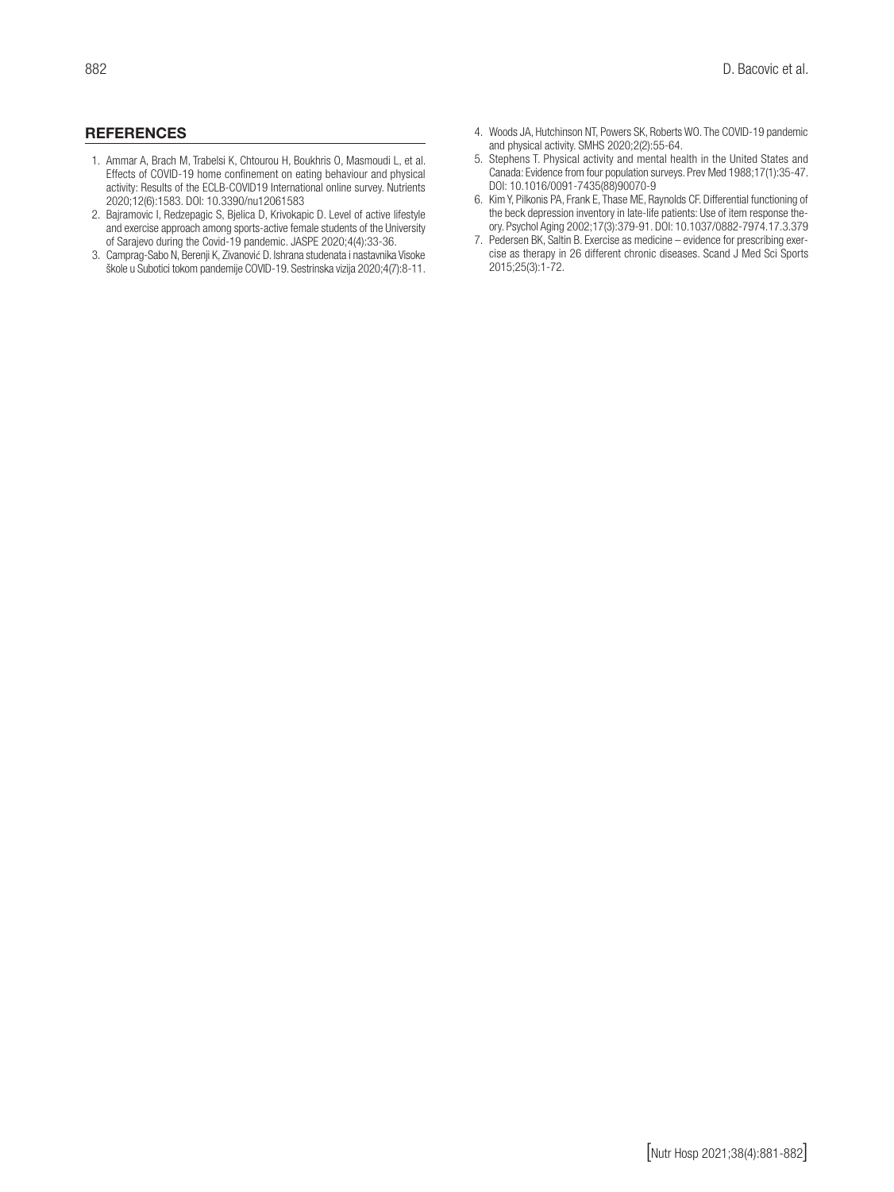## REFERENCES

1. Ammar A, Brach M, Trabelsi K, Chtourou H, Boukhris O, Masmoudi L, et al. Effects of COVID-19 home confinement on eating behaviour and physical activity: Results of the ECLB-COVID19 International online survey. Nutrients 2020;12(6):1583. DOI: 10.3390/nu12061583
2. Bajramovic I, Redzepagic S, Bjelica D, Krivokapic D. Level of active lifestyle and exercise approach among sports-active female students of the University of Sarajevo during the Covid-19 pandemic. JASPE 2020;4(4):33-36.
3. Camprag-Sabo N, Berenji K, Zivanović D. Ishrana studenata i nastavnika Visoke škole u Subotici tokom pandemije COVID-19. Sestrinska vizija 2020;4(7):8-11.
4. Woods JA, Hutchinson NT, Powers SK, Roberts WO. The COVID-19 pandemic and physical activity. SMHS 2020;2(2):55-64.
5. Stephens T. Physical activity and mental health in the United States and Canada: Evidence from four population surveys. Prev Med 1988;17(1):35-47. DOI: 10.1016/0091-7435(88)90070-9
6. Kim Y, Pilkonis PA, Frank E, Thase ME, Raynolds CF. Differential functioning of the beck depression inventory in late-life patients: Use of item response theory. Psychol Aging 2002;17(3):379-91. DOI: 10.1037/0882-7974.17.3.379
7. Pedersen BK, Saltin B. Exercise as medicine – evidence for prescribing exercise as therapy in 26 different chronic diseases. Scand J Med Sci Sports 2015;25(3):1-72.